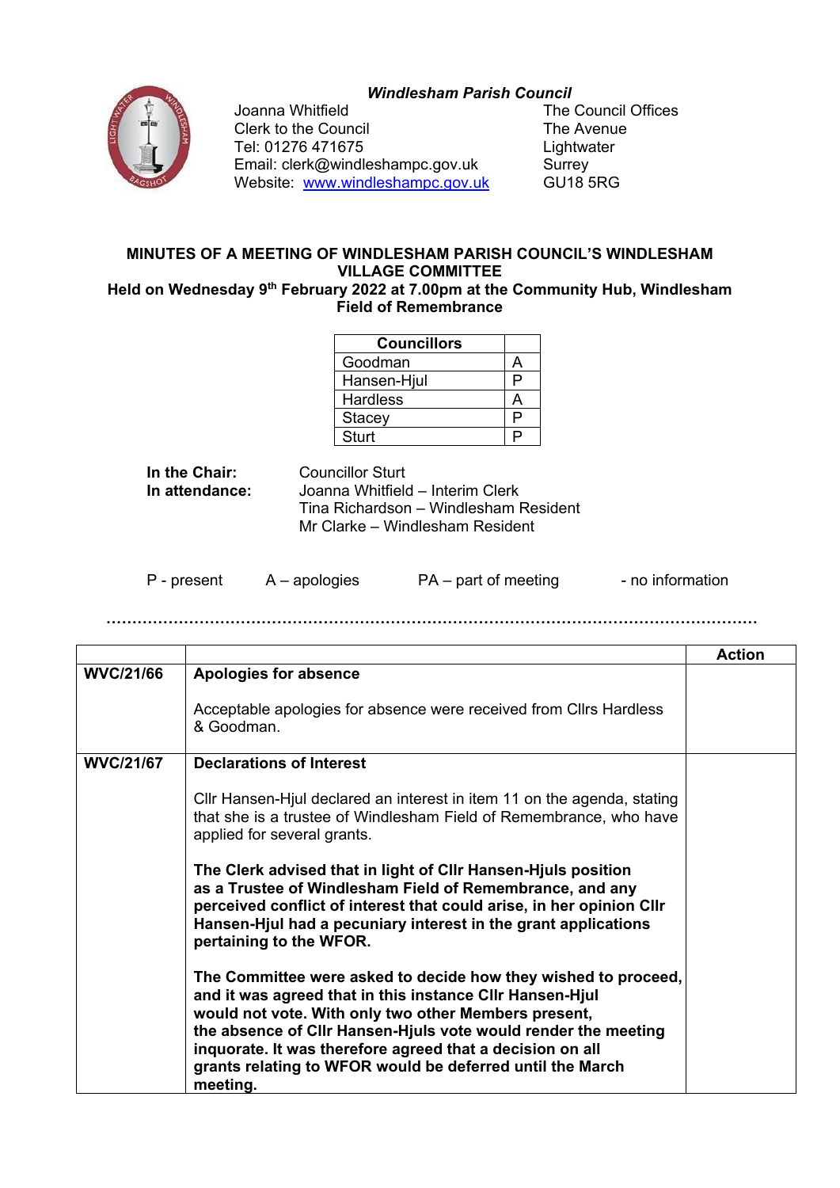*Windlesham Parish Council*

Joanna Whitfield
Clerk to the Council
Tel: 01276 471675
Email: clerk@windleshampc.gov.uk
Website: [www.windleshampc.gov.uk](http://www.windleshampc.gov.uk)

The Council Offices
The Avenue
Lightwater
Surrey
GU18 5RG

## MINUTES OF A MEETING OF WINDLESHAM PARISH COUNCIL'S WINDLESHAM VILLAGE COMMITTEE

**Held on Wednesday 9th February 2022 at 7.00pm at the Community Hub, Windlesham Field of Remembrance**

| Councillors | |
|---|---|
| Goodman | A |
| Hansen-Hjul | P |
| Hardless | A |
| Stacey | P |
| Sturt | P |

**In the Chair:** Councillor Sturt

**In attendance:** Joanna Whitfield – Interim Clerk
Tina Richardson – Windlesham Resident
Mr Clarke – Windlesham Resident

P - present    A – apologies    PA – part of meeting    - no information

| | | Action |
|---|---|---|
| **WVC/21/66** | **Apologies for absence**<br><br>Acceptable apologies for absence were received from Cllrs Hardless & Goodman. | |
| **WVC/21/67** | **Declarations of Interest**<br><br>Cllr Hansen-Hjul declared an interest in item 11 on the agenda, stating that she is a trustee of Windlesham Field of Remembrance, who have applied for several grants.<br><br>**The Clerk advised that in light of Cllr Hansen-Hjuls position as a Trustee of Windlesham Field of Remembrance, and any perceived conflict of interest that could arise, in her opinion Cllr Hansen-Hjul had a pecuniary interest in the grant applications pertaining to the WFOR.**<br><br>**The Committee were asked to decide how they wished to proceed, and it was agreed that in this instance Cllr Hansen-Hjul would not vote. With only two other Members present, the absence of Cllr Hansen-Hjuls vote would render the meeting inquorate. It was therefore agreed that a decision on all grants relating to WFOR would be deferred until the March meeting.** | |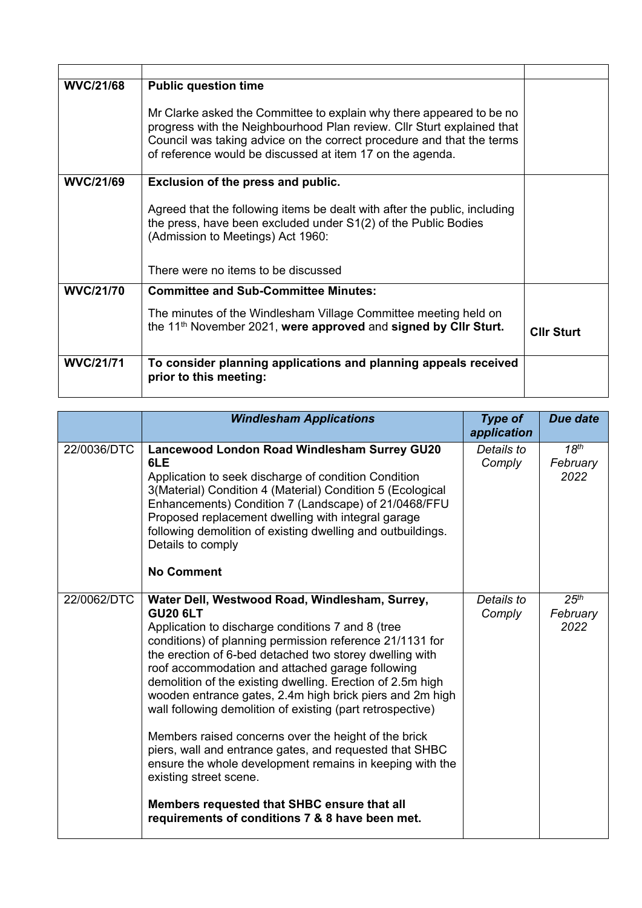| | | |
|---|---|---|
| **WVC/21/68** | **Public question time**<br><br>Mr Clarke asked the Committee to explain why there appeared to be no progress with the Neighbourhood Plan review. Cllr Sturt explained that Council was taking advice on the correct procedure and that the terms of reference would be discussed at item 17 on the agenda. | |
| **WVC/21/69** | **Exclusion of the press and public.**<br><br>Agreed that the following items be dealt with after the public, including the press, have been excluded under S1(2) of the Public Bodies (Admission to Meetings) Act 1960:<br><br>There were no items to be discussed | |
| **WVC/21/70** | **Committee and Sub-Committee Minutes:**<br><br>The minutes of the Windlesham Village Committee meeting held on the 11th November 2021, **were approved** and **signed by Cllr Sturt.** | **Cllr Sturt** |
| **WVC/21/71** | **To consider planning applications and planning appeals received prior to this meeting:** | |

| | ***Windlesham Applications*** | ***Type of application*** | ***Due date*** |
|---|---|---|---|
| 22/0036/DTC | **Lancewood London Road Windlesham Surrey GU20 6LE**<br>Application to seek discharge of condition Condition 3(Material) Condition 4 (Material) Condition 5 (Ecological Enhancements) Condition 7 (Landscape) of 21/0468/FFU Proposed replacement dwelling with integral garage following demolition of existing dwelling and outbuildings. Details to comply<br><br>**No Comment** | *Details to Comply* | *18th February 2022* |
| 22/0062/DTC | **Water Dell, Westwood Road, Windlesham, Surrey, GU20 6LT**<br>Application to discharge conditions 7 and 8 (tree conditions) of planning permission reference 21/1131 for the erection of 6-bed detached two storey dwelling with roof accommodation and attached garage following demolition of the existing dwelling. Erection of 2.5m high wooden entrance gates, 2.4m high brick piers and 2m high wall following demolition of existing (part retrospective)<br><br>Members raised concerns over the height of the brick piers, wall and entrance gates, and requested that SHBC ensure the whole development remains in keeping with the existing street scene.<br><br>**Members requested that SHBC ensure that all requirements of conditions 7 & 8 have been met.** | *Details to Comply* | *25th February 2022* |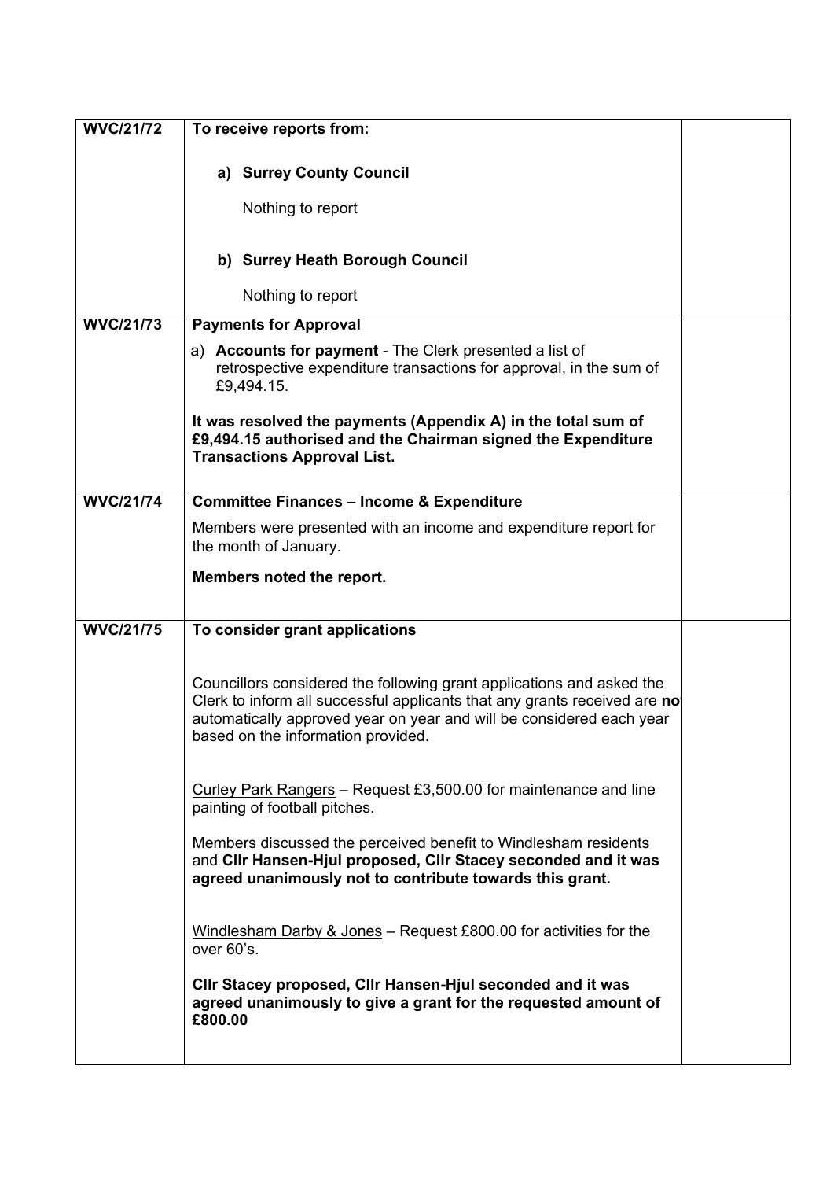| | | |
|---|---|---|
| **WVC/21/72** | **To receive reports from:**<br><br>**a) Surrey County Council**<br><br>Nothing to report<br><br>**b) Surrey Heath Borough Council**<br><br>Nothing to report | |
| **WVC/21/73** | **Payments for Approval**<br><br>a) **Accounts for payment** - The Clerk presented a list of retrospective expenditure transactions for approval, in the sum of £9,494.15.<br><br>**It was resolved the payments (Appendix A) in the total sum of £9,494.15 authorised and the Chairman signed the Expenditure Transactions Approval List.** | |
| **WVC/21/74** | **Committee Finances – Income & Expenditure**<br><br>Members were presented with an income and expenditure report for the month of January.<br><br>**Members noted the report.** | |
| **WVC/21/75** | **To consider grant applications**<br><br>Councillors considered the following grant applications and asked the Clerk to inform all successful applicants that any grants received are **no** automatically approved year on year and will be considered each year based on the information provided.<br><br>Curley Park Rangers – Request £3,500.00 for maintenance and line painting of football pitches.<br><br>Members discussed the perceived benefit to Windlesham residents and **Cllr Hansen-Hjul proposed, Cllr Stacey seconded and it was agreed unanimously not to contribute towards this grant.**<br><br>Windlesham Darby & Jones – Request £800.00 for activities for the over 60's.<br><br>**Cllr Stacey proposed, Cllr Hansen-Hjul seconded and it was agreed unanimously to give a grant for the requested amount of £800.00** | |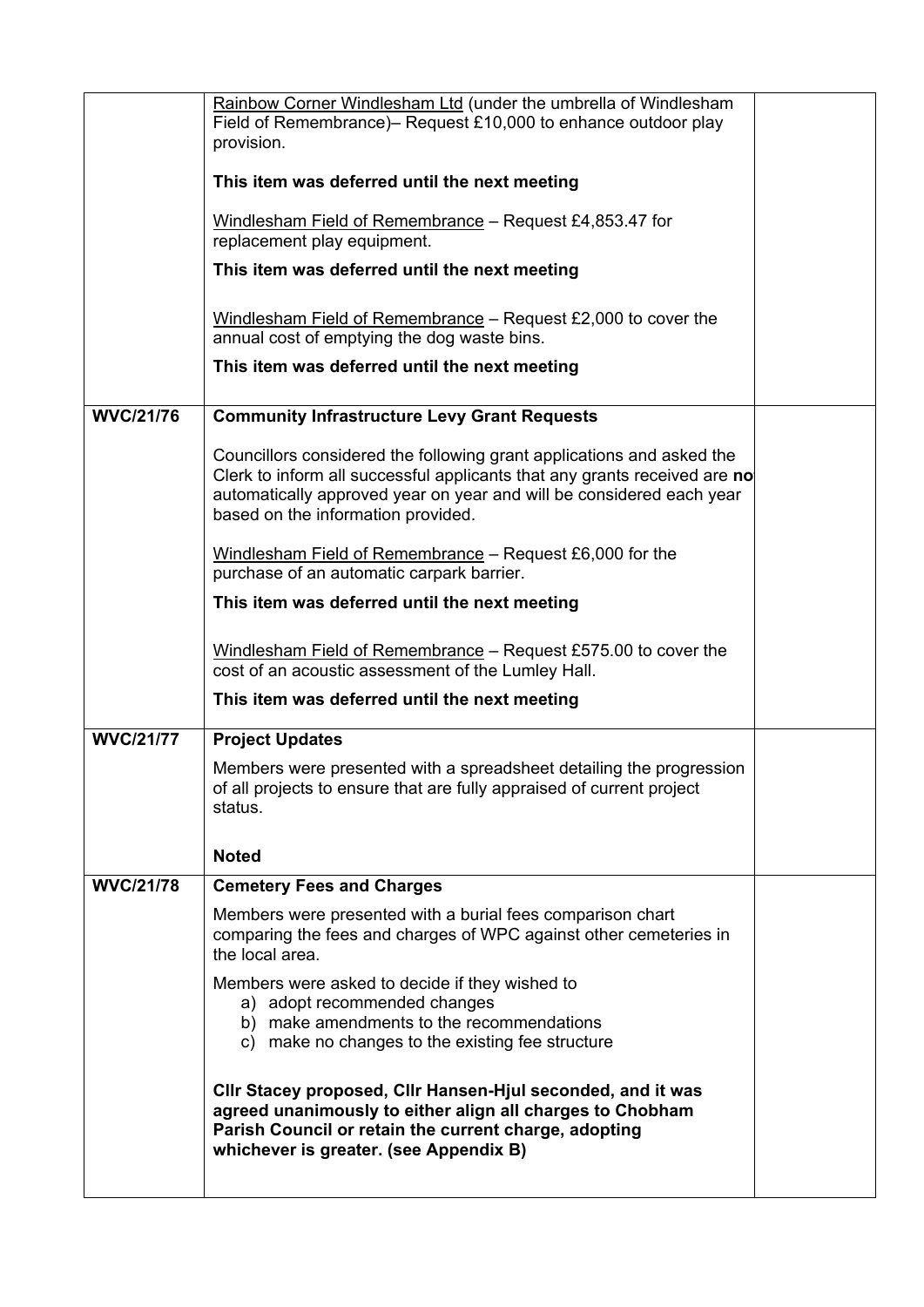| | | |
|---|---|---|
| | Rainbow Corner Windlesham Ltd (under the umbrella of Windlesham Field of Remembrance)– Request £10,000 to enhance outdoor play provision.<br><br>**This item was deferred until the next meeting**<br><br>Windlesham Field of Remembrance – Request £4,853.47 for replacement play equipment.<br><br>**This item was deferred until the next meeting**<br><br>Windlesham Field of Remembrance – Request £2,000 to cover the annual cost of emptying the dog waste bins.<br><br>**This item was deferred until the next meeting** | |
| **WVC/21/76** | **Community Infrastructure Levy Grant Requests**<br><br>Councillors considered the following grant applications and asked the Clerk to inform all successful applicants that any grants received are **no** automatically approved year on year and will be considered each year based on the information provided.<br><br>Windlesham Field of Remembrance – Request £6,000 for the purchase of an automatic carpark barrier.<br><br>**This item was deferred until the next meeting**<br><br>Windlesham Field of Remembrance – Request £575.00 to cover the cost of an acoustic assessment of the Lumley Hall.<br><br>**This item was deferred until the next meeting** | |
| **WVC/21/77** | **Project Updates**<br><br>Members were presented with a spreadsheet detailing the progression of all projects to ensure that are fully appraised of current project status.<br><br>**Noted** | |
| **WVC/21/78** | **Cemetery Fees and Charges**<br><br>Members were presented with a burial fees comparison chart comparing the fees and charges of WPC against other cemeteries in the local area.<br><br>Members were asked to decide if they wished to<br>a) adopt recommended changes<br>b) make amendments to the recommendations<br>c) make no changes to the existing fee structure<br><br>**Cllr Stacey proposed, Cllr Hansen-Hjul seconded, and it was agreed unanimously to either align all charges to Chobham Parish Council or retain the current charge, adopting whichever is greater. (see Appendix B)** | |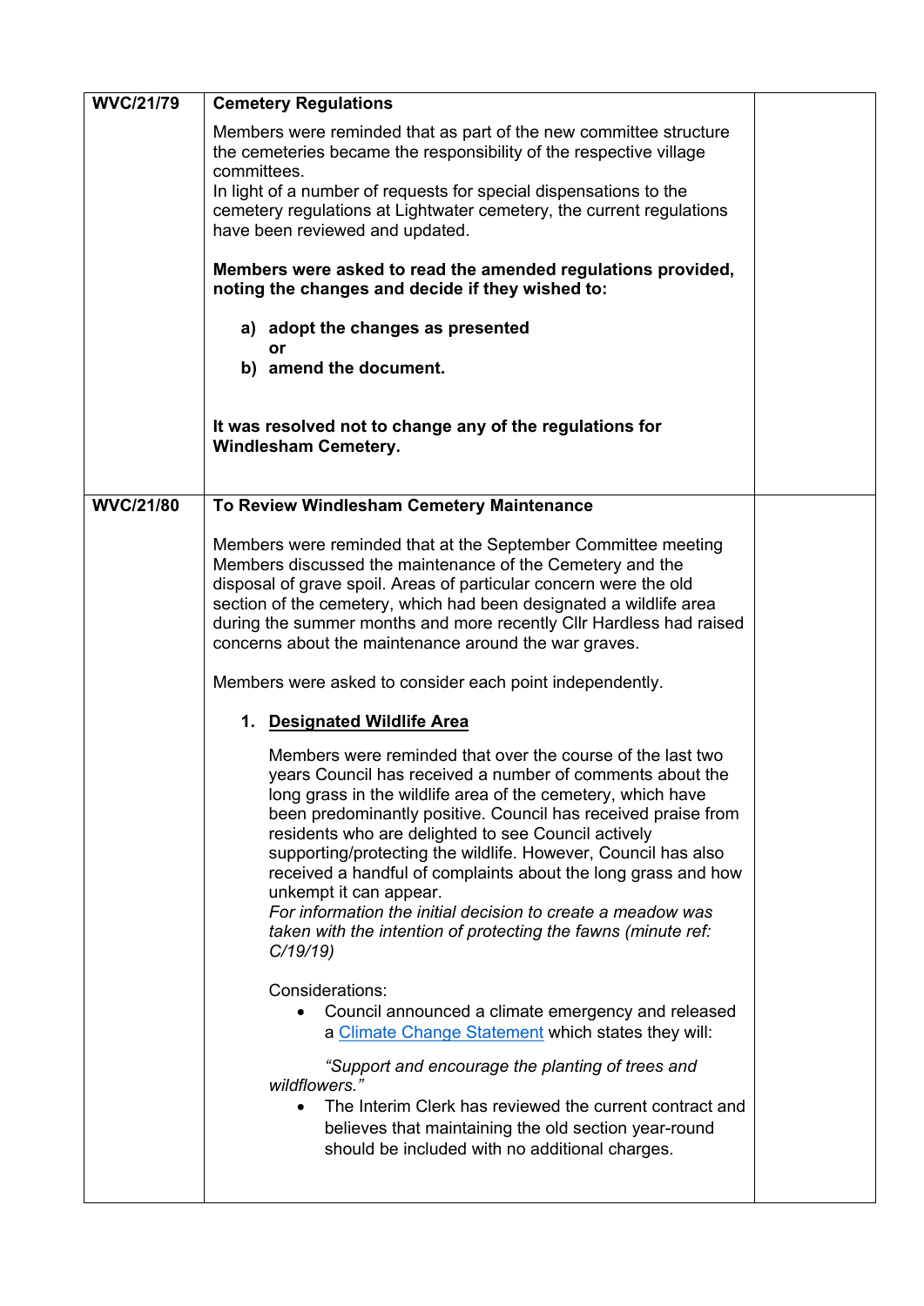| | | |
|---|---|---|
| **WVC/21/79** | **Cemetery Regulations**<br><br>Members were reminded that as part of the new committee structure the cemeteries became the responsibility of the respective village committees.<br>In light of a number of requests for special dispensations to the cemetery regulations at Lightwater cemetery, the current regulations have been reviewed and updated.<br><br>**Members were asked to read the amended regulations provided, noting the changes and decide if they wished to:**<br><br>**a) adopt the changes as presented**<br>**or**<br>**b) amend the document.**<br><br>**It was resolved not to change any of the regulations for Windlesham Cemetery.** | |
| **WVC/21/80** | **To Review Windlesham Cemetery Maintenance**<br><br>Members were reminded that at the September Committee meeting Members discussed the maintenance of the Cemetery and the disposal of grave spoil. Areas of particular concern were the old section of the cemetery, which had been designated a wildlife area during the summer months and more recently Cllr Hardless had raised concerns about the maintenance around the war graves.<br><br>Members were asked to consider each point independently.<br><br>**1. <u>Designated Wildlife Area</u>**<br><br>Members were reminded that over the course of the last two years Council has received a number of comments about the long grass in the wildlife area of the cemetery, which have been predominantly positive. Council has received praise from residents who are delighted to see Council actively supporting/protecting the wildlife. However, Council has also received a handful of complaints about the long grass and how unkempt it can appear.<br>*For information the initial decision to create a meadow was taken with the intention of protecting the fawns (minute ref: C/19/19)*<br><br>Considerations:<br>• Council announced a climate emergency and released a [Climate Change Statement]() which states they will:<br><br>*"Support and encourage the planting of trees and wildflowers."*<br>• The Interim Clerk has reviewed the current contract and believes that maintaining the old section year-round should be included with no additional charges. | |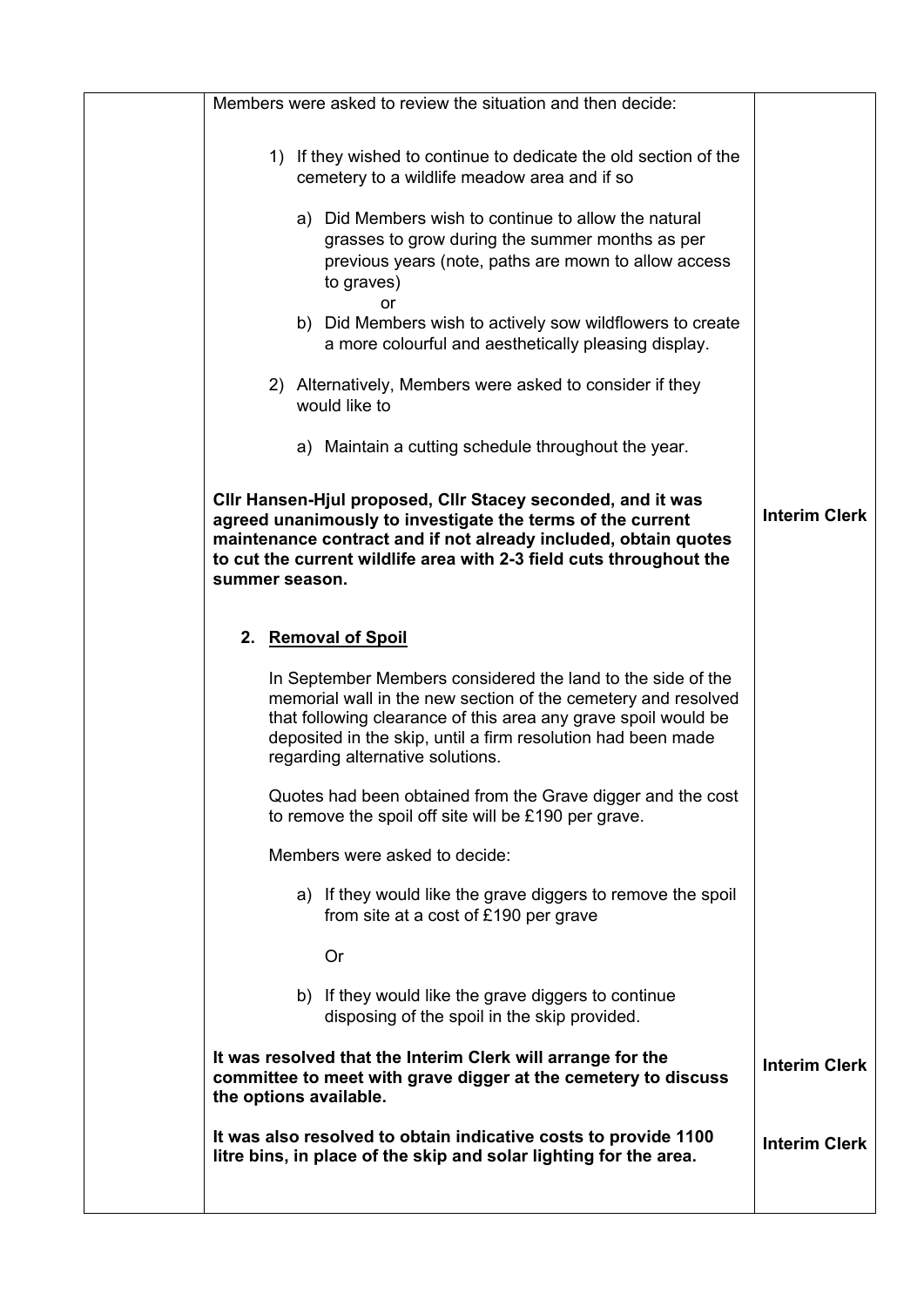| | | |
|---|---|---|
| | Members were asked to review the situation and then decide:<br><br>1) If they wished to continue to dedicate the old section of the cemetery to a wildlife meadow area and if so<br><br>a) Did Members wish to continue to allow the natural grasses to grow during the summer months as per previous years (note, paths are mown to allow access to graves)<br>or<br>b) Did Members wish to actively sow wildflowers to create a more colourful and aesthetically pleasing display.<br><br>2) Alternatively, Members were asked to consider if they would like to<br><br>a) Maintain a cutting schedule throughout the year. | |
| | **Cllr Hansen-Hjul proposed, Cllr Stacey seconded, and it was agreed unanimously to investigate the terms of the current maintenance contract and if not already included, obtain quotes to cut the current wildlife area with 2-3 field cuts throughout the summer season.** | **Interim Clerk** |
| | **2. Removal of Spoil**<br><br>In September Members considered the land to the side of the memorial wall in the new section of the cemetery and resolved that following clearance of this area any grave spoil would be deposited in the skip, until a firm resolution had been made regarding alternative solutions.<br><br>Quotes had been obtained from the Grave digger and the cost to remove the spoil off site will be £190 per grave.<br><br>Members were asked to decide:<br><br>a) If they would like the grave diggers to remove the spoil from site at a cost of £190 per grave<br><br>Or<br><br>b) If they would like the grave diggers to continue disposing of the spoil in the skip provided. | |
| | **It was resolved that the Interim Clerk will arrange for the committee to meet with grave digger at the cemetery to discuss the options available.** | **Interim Clerk** |
| | **It was also resolved to obtain indicative costs to provide 1100 litre bins, in place of the skip and solar lighting for the area.** | **Interim Clerk** |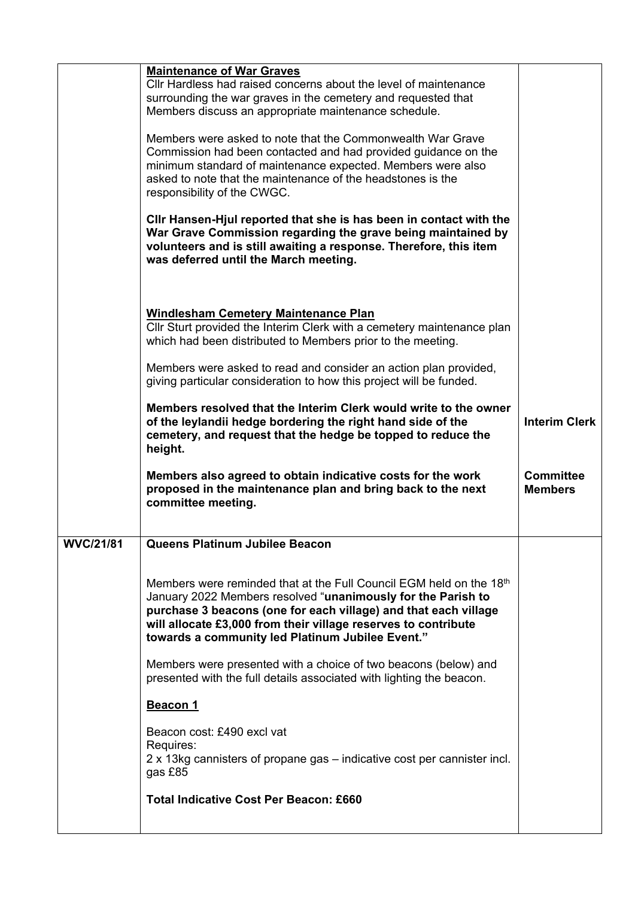| | | |
|---|---|---|
| | **Maintenance of War Graves**<br>Cllr Hardless had raised concerns about the level of maintenance surrounding the war graves in the cemetery and requested that Members discuss an appropriate maintenance schedule.<br><br>Members were asked to note that the Commonwealth War Grave Commission had been contacted and had provided guidance on the minimum standard of maintenance expected. Members were also asked to note that the maintenance of the headstones is the responsibility of the CWGC.<br><br>**Cllr Hansen-Hjul reported that she is has been in contact with the War Grave Commission regarding the grave being maintained by volunteers and is still awaiting a response. Therefore, this item was deferred until the March meeting.**<br><br>**Windlesham Cemetery Maintenance Plan**<br>Cllr Sturt provided the Interim Clerk with a cemetery maintenance plan which had been distributed to Members prior to the meeting.<br><br>Members were asked to read and consider an action plan provided, giving particular consideration to how this project will be funded.<br><br>**Members resolved that the Interim Clerk would write to the owner of the leylandii hedge bordering the right hand side of the cemetery, and request that the hedge be topped to reduce the height.**<br><br>**Members also agreed to obtain indicative costs for the work proposed in the maintenance plan and bring back to the next committee meeting.** | **Interim Clerk**<br><br>**Committee Members** |
| **WVC/21/81** | **Queens Platinum Jubilee Beacon**<br><br>Members were reminded that at the Full Council EGM held on the 18th January 2022 Members resolved "**unanimously for the Parish to purchase 3 beacons (one for each village) and that each village will allocate £3,000 from their village reserves to contribute towards a community led Platinum Jubilee Event.**"<br><br>Members were presented with a choice of two beacons (below) and presented with the full details associated with lighting the beacon.<br><br>**Beacon 1**<br><br>Beacon cost: £490 excl vat<br>Requires:<br>2 x 13kg cannisters of propane gas – indicative cost per cannister incl. gas £85<br><br>**Total Indicative Cost Per Beacon: £660** | |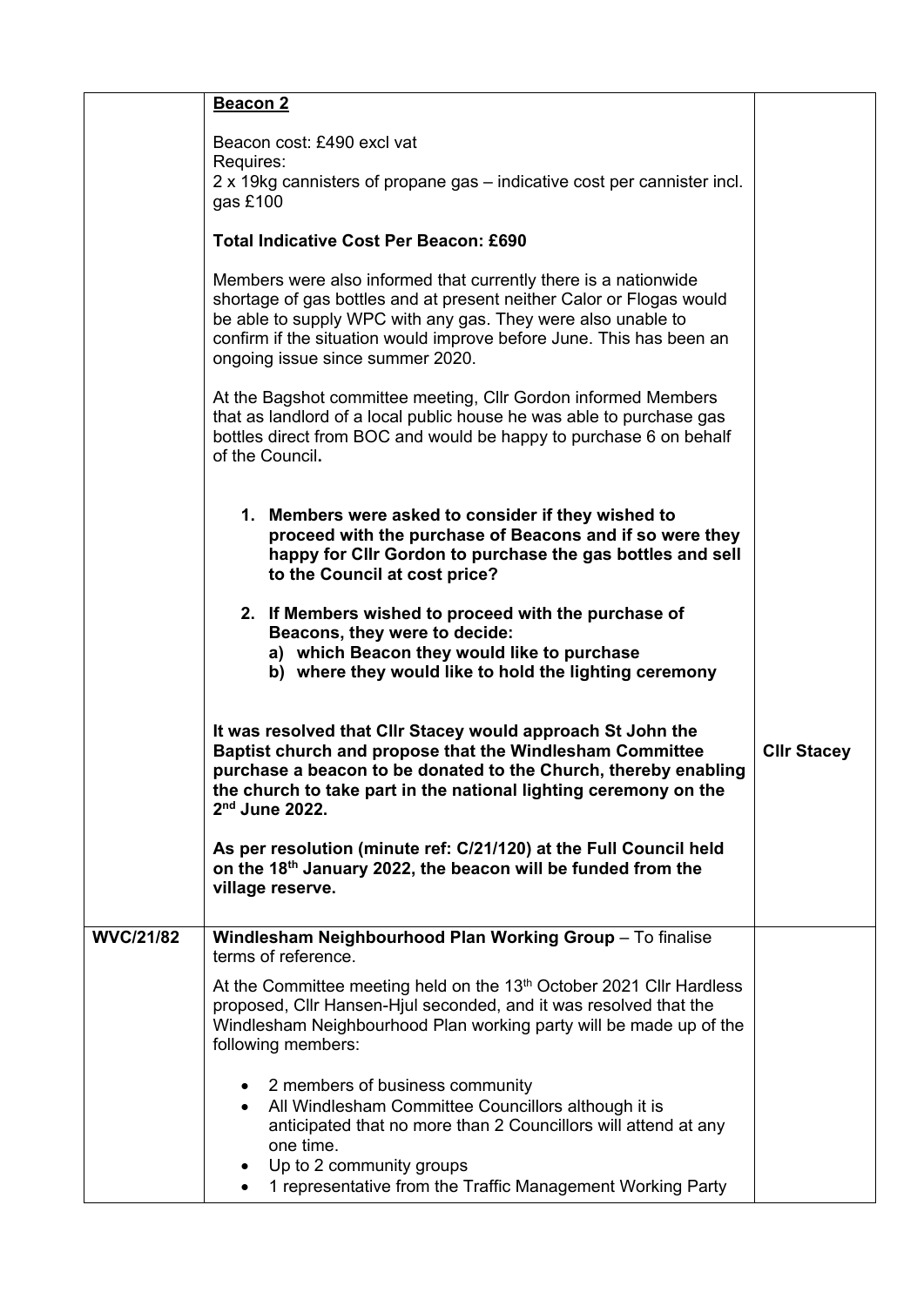| | | |
|---|---|---|
| | **Beacon 2**<br><br>Beacon cost: £490 excl vat<br>Requires:<br>2 x 19kg cannisters of propane gas – indicative cost per cannister incl. gas £100<br><br>**Total Indicative Cost Per Beacon: £690**<br><br>Members were also informed that currently there is a nationwide shortage of gas bottles and at present neither Calor or Flogas would be able to supply WPC with any gas. They were also unable to confirm if the situation would improve before June. This has been an ongoing issue since summer 2020.<br><br>At the Bagshot committee meeting, Cllr Gordon informed Members that as landlord of a local public house he was able to purchase gas bottles direct from BOC and would be happy to purchase 6 on behalf of the Council.<br><br>**1. Members were asked to consider if they wished to proceed with the purchase of Beacons and if so were they happy for Cllr Gordon to purchase the gas bottles and sell to the Council at cost price?**<br><br>**2. If Members wished to proceed with the purchase of Beacons, they were to decide:**<br>**a) which Beacon they would like to purchase**<br>**b) where they would like to hold the lighting ceremony**<br><br>**It was resolved that Cllr Stacey would approach St John the Baptist church and propose that the Windlesham Committee purchase a beacon to be donated to the Church, thereby enabling the church to take part in the national lighting ceremony on the 2nd June 2022.**<br><br>**As per resolution (minute ref: C/21/120) at the Full Council held on the 18th January 2022, the beacon will be funded from the village reserve.** | **Cllr Stacey** |
| **WVC/21/82** | **Windlesham Neighbourhood Plan Working Group** – To finalise terms of reference.<br><br>At the Committee meeting held on the 13th October 2021 Cllr Hardless proposed, Cllr Hansen-Hjul seconded, and it was resolved that the Windlesham Neighbourhood Plan working party will be made up of the following members:<br><br>• 2 members of business community<br>• All Windlesham Committee Councillors although it is anticipated that no more than 2 Councillors will attend at any one time.<br>• Up to 2 community groups<br>• 1 representative from the Traffic Management Working Party | |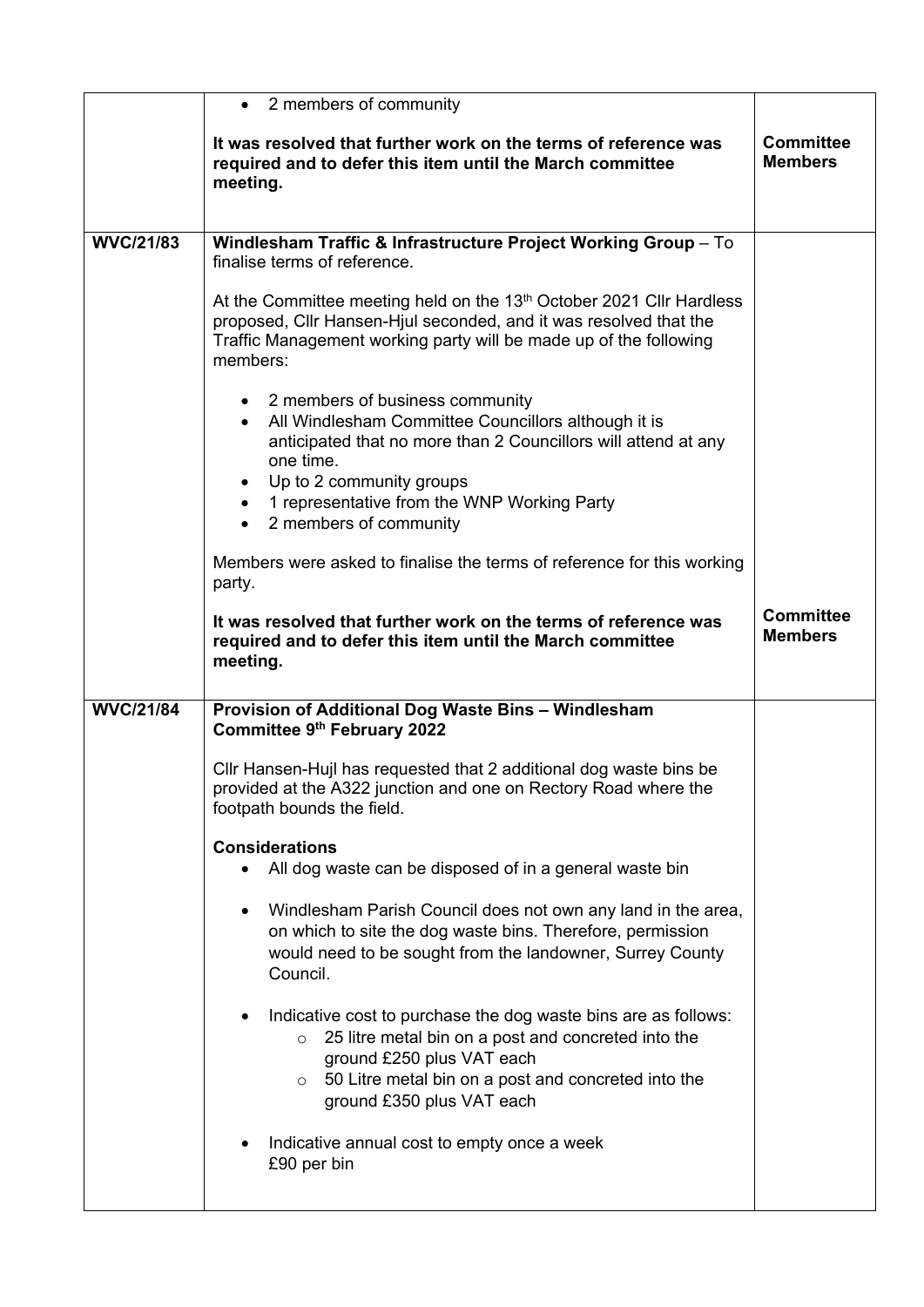| | | |
|---|---|---|
| | • 2 members of community<br><br>**It was resolved that further work on the terms of reference was required and to defer this item until the March committee meeting.** | **Committee Members** |
| **WVC/21/83** | **Windlesham Traffic & Infrastructure Project Working Group** – To finalise terms of reference.<br><br>At the Committee meeting held on the 13th October 2021 Cllr Hardless proposed, Cllr Hansen-Hjul seconded, and it was resolved that the Traffic Management working party will be made up of the following members:<br><br>• 2 members of business community<br>• All Windlesham Committee Councillors although it is anticipated that no more than 2 Councillors will attend at any one time.<br>• Up to 2 community groups<br>• 1 representative from the WNP Working Party<br>• 2 members of community<br><br>Members were asked to finalise the terms of reference for this working party.<br><br>**It was resolved that further work on the terms of reference was required and to defer this item until the March committee meeting.** | **Committee Members** |
| **WVC/21/84** | **Provision of Additional Dog Waste Bins – Windlesham Committee 9th February 2022**<br><br>Cllr Hansen-Hujl has requested that 2 additional dog waste bins be provided at the A322 junction and one on Rectory Road where the footpath bounds the field.<br><br>**Considerations**<br>• All dog waste can be disposed of in a general waste bin<br><br>• Windlesham Parish Council does not own any land in the area, on which to site the dog waste bins. Therefore, permission would need to be sought from the landowner, Surrey County Council.<br><br>• Indicative cost to purchase the dog waste bins are as follows:<br>  ○ 25 litre metal bin on a post and concreted into the ground £250 plus VAT each<br>  ○ 50 Litre metal bin on a post and concreted into the ground £350 plus VAT each<br><br>• Indicative annual cost to empty once a week £90 per bin | |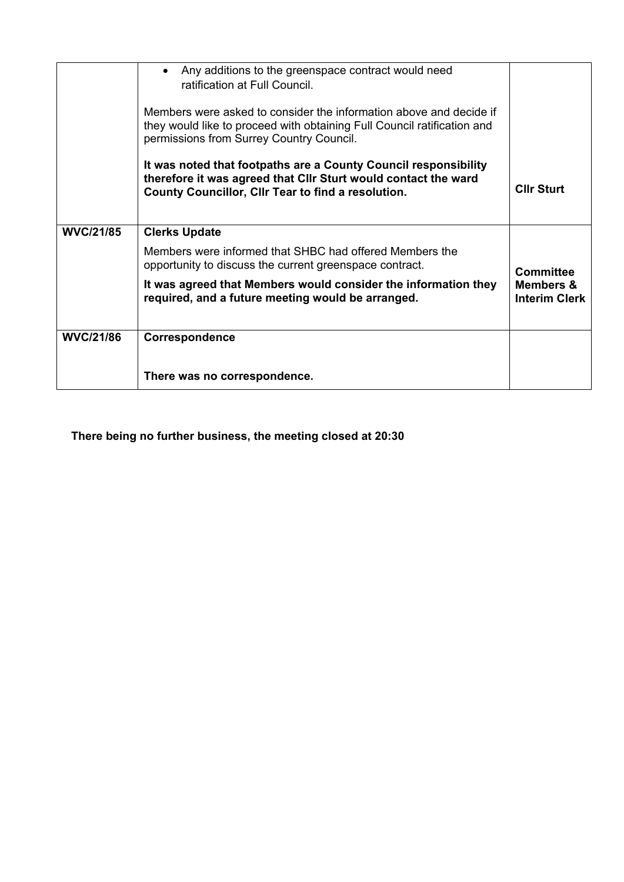|  |  |  |
|---|---|---|
|  | • Any additions to the greenspace contract would need ratification at Full Council.<br><br>Members were asked to consider the information above and decide if they would like to proceed with obtaining Full Council ratification and permissions from Surrey Country Council.<br><br>**It was noted that footpaths are a County Council responsibility therefore it was agreed that Cllr Sturt would contact the ward County Councillor, Cllr Tear to find a resolution.** | **Cllr Sturt** |
| **WVC/21/85** | **Clerks Update**<br><br>Members were informed that SHBC had offered Members the opportunity to discuss the current greenspace contract.<br><br>**It was agreed that Members would consider the information they required, and a future meeting would be arranged.** | **Committee Members & Interim Clerk** |
| **WVC/21/86** | **Correspondence**<br><br>**There was no correspondence.** |  |

**There being no further business, the meeting closed at 20:30**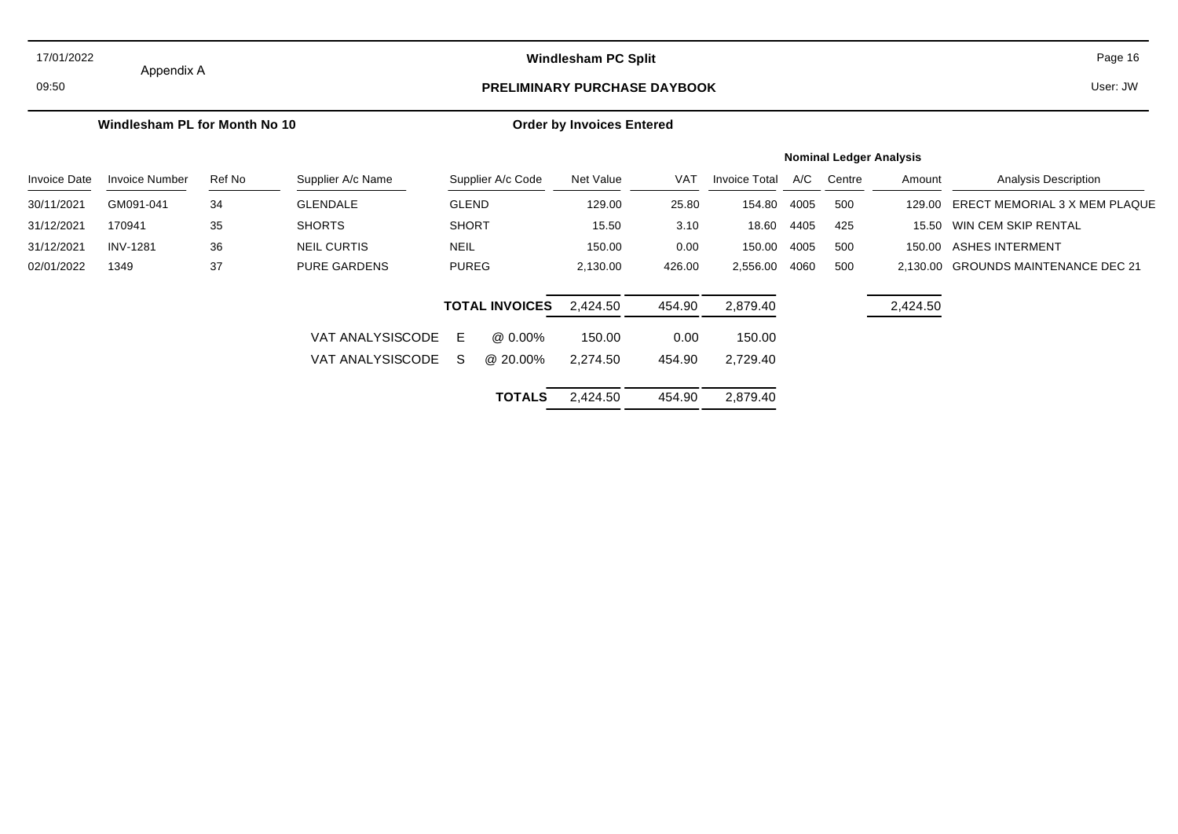Appendix A

**Windlesham PC Split**

**PRELIMINARY PURCHASE DAYBOOK**

17/01/2022
09:50

Page 16
User: JW

**Windlesham PL for Month No 10** — **Order by Invoices Entered**

| | | | | | | | | Nominal Ledger Analysis | | | |
|---|---|---|---|---|---|---|---|---|---|---|---|
| Invoice Date | Invoice Number | Ref No | Supplier A/c Name | Supplier A/c Code | Net Value | VAT | Invoice Total | A/C | Centre | Amount | Analysis Description |
| 30/11/2021 | GM091-041 | 34 | GLENDALE | GLEND | 129.00 | 25.80 | 154.80 | 4005 | 500 | 129.00 | ERECT MEMORIAL 3 X MEM PLAQUE |
| 31/12/2021 | 170941 | 35 | SHORTS | SHORT | 15.50 | 3.10 | 18.60 | 4405 | 425 | 15.50 | WIN CEM SKIP RENTAL |
| 31/12/2021 | INV-1281 | 36 | NEIL CURTIS | NEIL | 150.00 | 0.00 | 150.00 | 4005 | 500 | 150.00 | ASHES INTERMENT |
| 02/01/2022 | 1349 | 37 | PURE GARDENS | PUREG | 2,130.00 | 426.00 | 2,556.00 | 4060 | 500 | 2,130.00 | GROUNDS MAINTENANCE DEC 21 |
| | | | | **TOTAL INVOICES** | 2,424.50 | 454.90 | 2,879.40 | | | 2,424.50 | |
| | | | VAT ANALYSISCODE E | @ 0.00% | 150.00 | 0.00 | 150.00 | | | | |
| | | | VAT ANALYSISCODE S | @ 20.00% | 2,274.50 | 454.90 | 2,729.40 | | | | |
| | | | | **TOTALS** | 2,424.50 | 454.90 | 2,879.40 | | | | |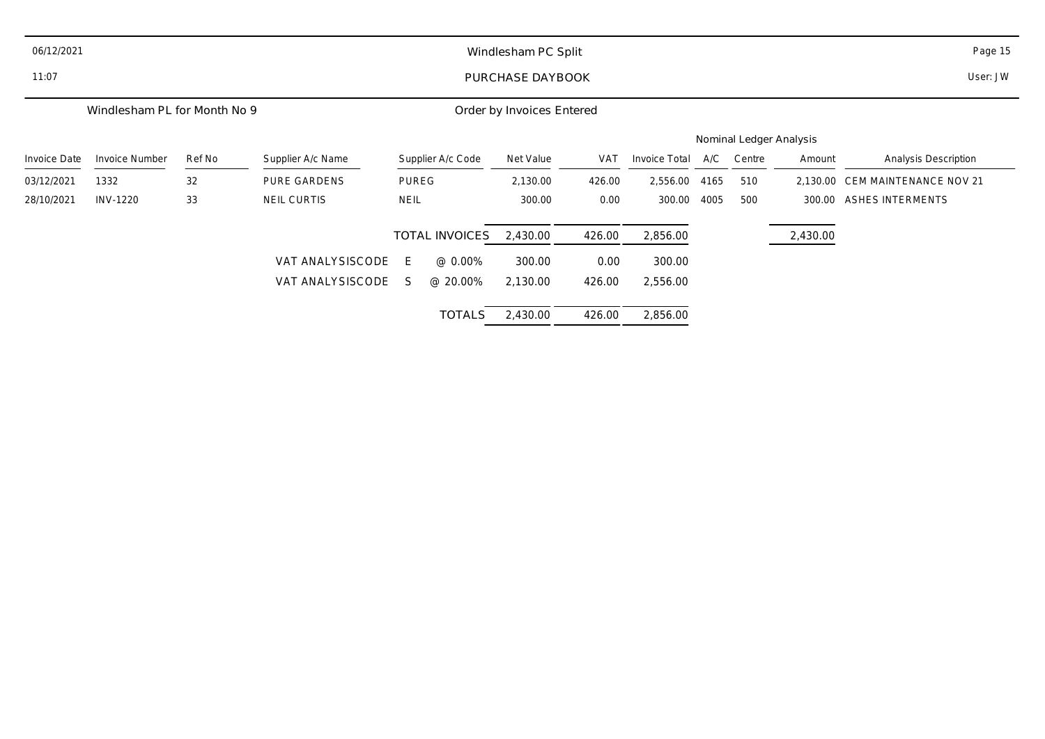06/12/2021

11:07

# Windlesham PC Split

## PURCHASE DAYBOOK

User: JW

Windlesham PL for Month No 9

Order by Invoices Entered

| Invoice Date | Invoice Number | Ref No | Supplier A/c Name | Supplier A/c Code | Net Value | VAT | Invoice Total | Nominal Ledger Analysis A/C | Centre | Amount | Analysis Description |
|---|---|---|---|---|---|---|---|---|---|---|---|
| 03/12/2021 | 1332 | 32 | PURE GARDENS | PUREG | 2,130.00 | 426.00 | 2,556.00 | 4165 | 510 | 2,130.00 | CEM MAINTENANCE NOV 21 |
| 28/10/2021 | INV-1220 | 33 | NEIL CURTIS | NEIL | 300.00 | 0.00 | 300.00 | 4005 | 500 | 300.00 | ASHES INTERMENTS |
| | | | | TOTAL INVOICES | 2,430.00 | 426.00 | 2,856.00 | | | 2,430.00 | |

| | Code | Rate | Net Value | VAT | Invoice Total |
|---|---|---|---|---|---|
| VAT ANALYSISCODE | E | @ 0.00% | 300.00 | 0.00 | 300.00 |
| VAT ANALYSISCODE | S | @ 20.00% | 2,130.00 | 426.00 | 2,556.00 |
| | | TOTALS | 2,430.00 | 426.00 | 2,856.00 |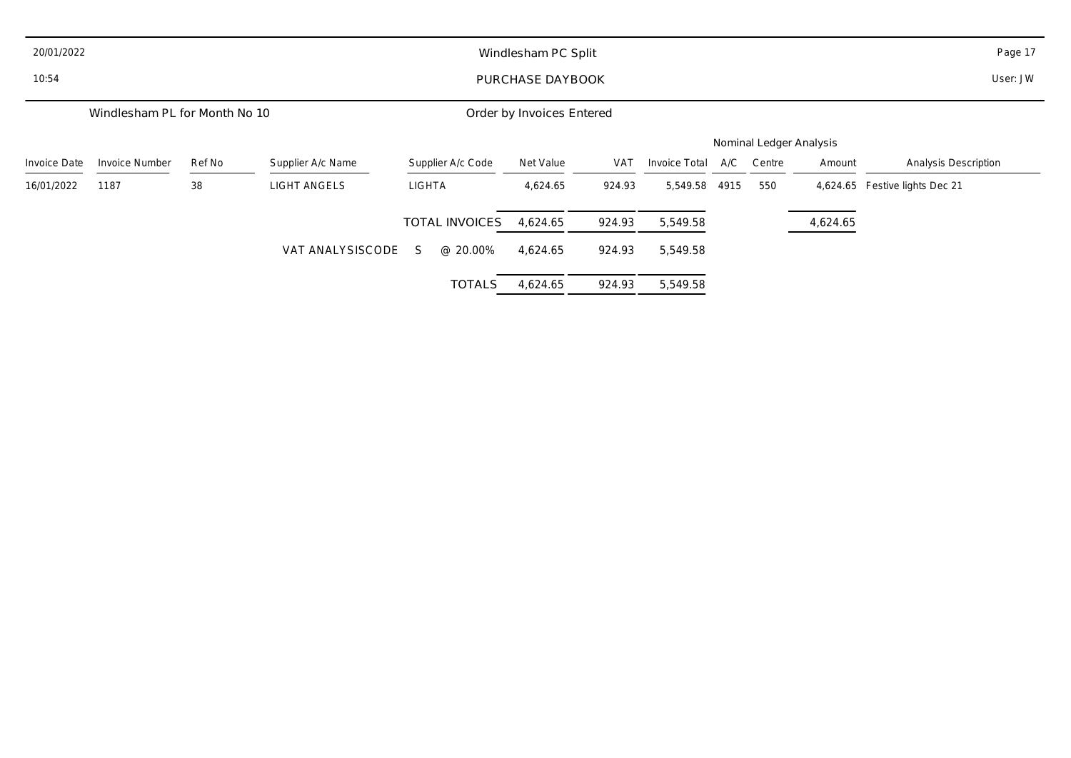20/01/2022
10:54

# Windlesham PC Split

## PURCHASE DAYBOOK

User: JW

Windlesham PL for Month No 10

Order by Invoices Entered

| Invoice Date | Invoice Number | Ref No | Supplier A/c Name | Supplier A/c Code | Net Value | VAT | Invoice Total | Nominal Ledger Analysis A/C | Centre | Amount | Analysis Description |
|---|---|---|---|---|---|---|---|---|---|---|---|
| 16/01/2022 | 1187 | 38 | LIGHT ANGELS | LIGHTA | 4,624.65 | 924.93 | 5,549.58 | 4915 | 550 | 4,624.65 | Festive lights Dec 21 |
| | | | | TOTAL INVOICES | 4,624.65 | 924.93 | 5,549.58 | | | 4,624.65 | |
| | | | VAT ANALYSISCODE | S @ 20.00% | 4,624.65 | 924.93 | 5,549.58 | | | | |
| | | | | TOTALS | 4,624.65 | 924.93 | 5,549.58 | | | | |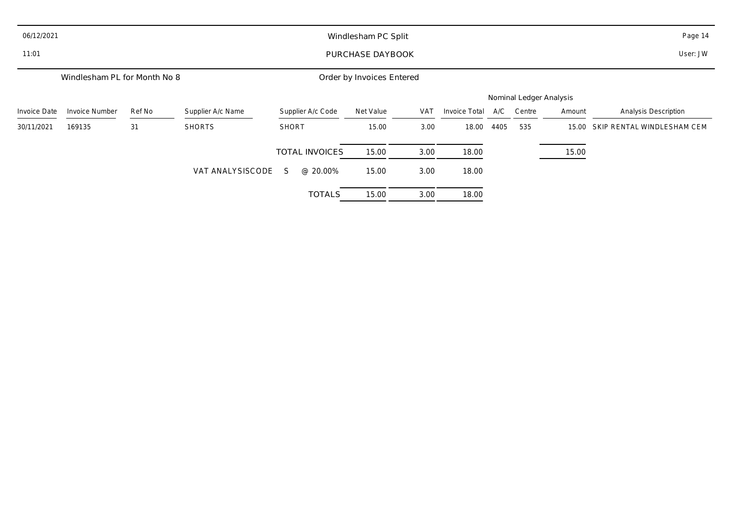Windlesham PC Split

PURCHASE DAYBOOK

Windlesham PL for Month No 8

Order by Invoices Entered

| Invoice Date | Invoice Number | Ref No | Supplier A/c Name | Supplier A/c Code | Net Value | VAT | Invoice Total | A/C | Centre | Amount | Analysis Description |
|---|---|---|---|---|---|---|---|---|---|---|---|
| | | | | | | | | Nominal Ledger Analysis | | | |
| 30/11/2021 | 169135 | 31 | SHORTS | SHORT | 15.00 | 3.00 | 18.00 | 4405 | 535 | 15.00 | SKIP RENTAL WINDLESHAM CEM |
| | | | | TOTAL INVOICES | 15.00 | 3.00 | 18.00 | | | 15.00 | |
| | | | VAT ANALYSISCODE | S @ 20.00% | 15.00 | 3.00 | 18.00 | | | | |
| | | | | TOTALS | 15.00 | 3.00 | 18.00 | | | | |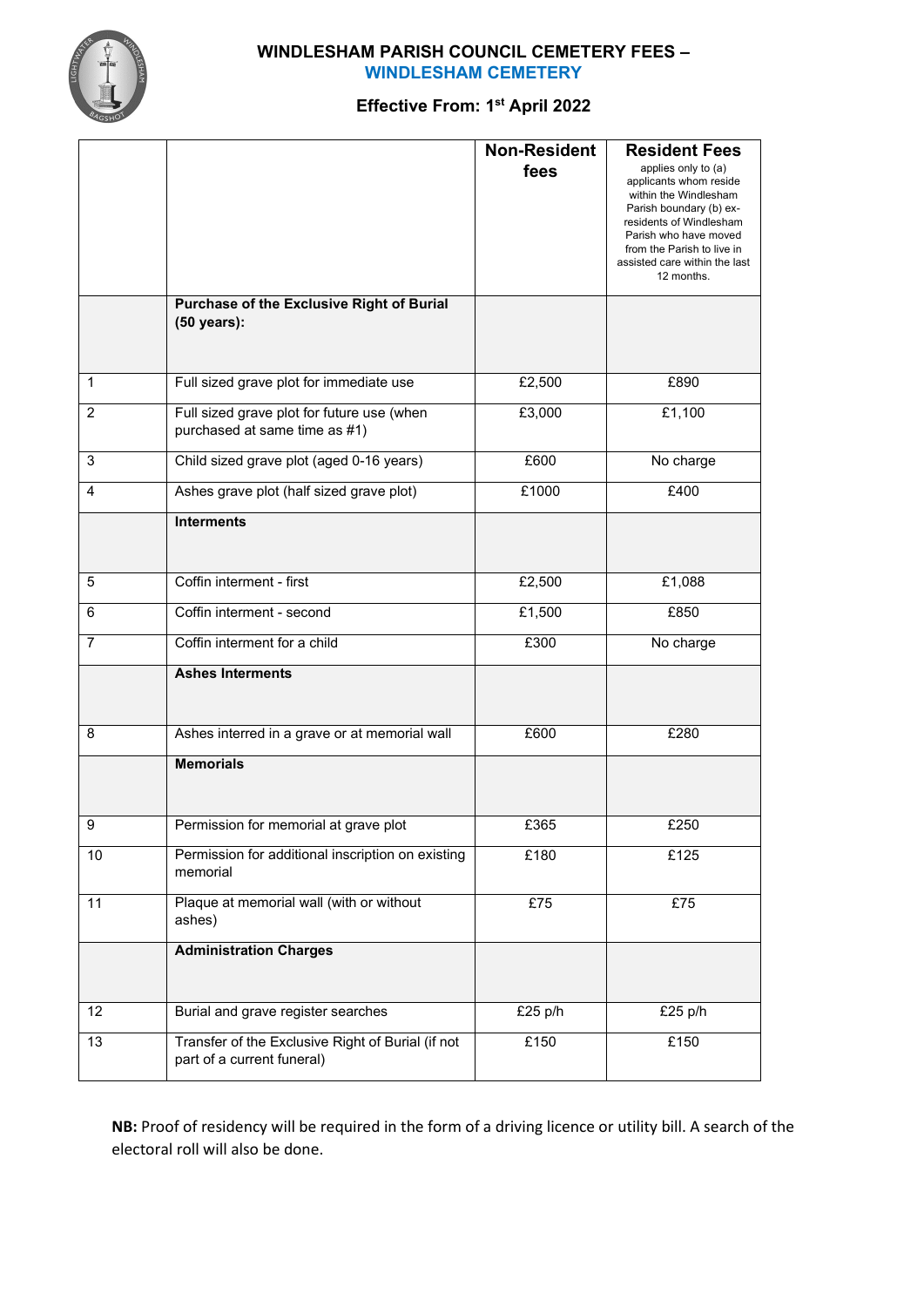# WINDLESHAM PARISH COUNCIL CEMETERY FEES – WINDLESHAM CEMETERY

## Effective From: 1st April 2022

| | | Non-Resident fees | Resident Fees applies only to (a) applicants whom reside within the Windlesham Parish boundary (b) ex-residents of Windlesham Parish who have moved from the Parish to live in assisted care within the last 12 months. |
|---|---|---|---|
| | **Purchase of the Exclusive Right of Burial (50 years):** | | |
| 1 | Full sized grave plot for immediate use | £2,500 | £890 |
| 2 | Full sized grave plot for future use (when purchased at same time as #1) | £3,000 | £1,100 |
| 3 | Child sized grave plot (aged 0-16 years) | £600 | No charge |
| 4 | Ashes grave plot (half sized grave plot) | £1000 | £400 |
| | **Interments** | | |
| 5 | Coffin interment - first | £2,500 | £1,088 |
| 6 | Coffin interment - second | £1,500 | £850 |
| 7 | Coffin interment for a child | £300 | No charge |
| | **Ashes Interments** | | |
| 8 | Ashes interred in a grave or at memorial wall | £600 | £280 |
| | **Memorials** | | |
| 9 | Permission for memorial at grave plot | £365 | £250 |
| 10 | Permission for additional inscription on existing memorial | £180 | £125 |
| 11 | Plaque at memorial wall (with or without ashes) | £75 | £75 |
| | **Administration Charges** | | |
| 12 | Burial and grave register searches | £25 p/h | £25 p/h |
| 13 | Transfer of the Exclusive Right of Burial (if not part of a current funeral) | £150 | £150 |

**NB:** Proof of residency will be required in the form of a driving licence or utility bill. A search of the electoral roll will also be done.